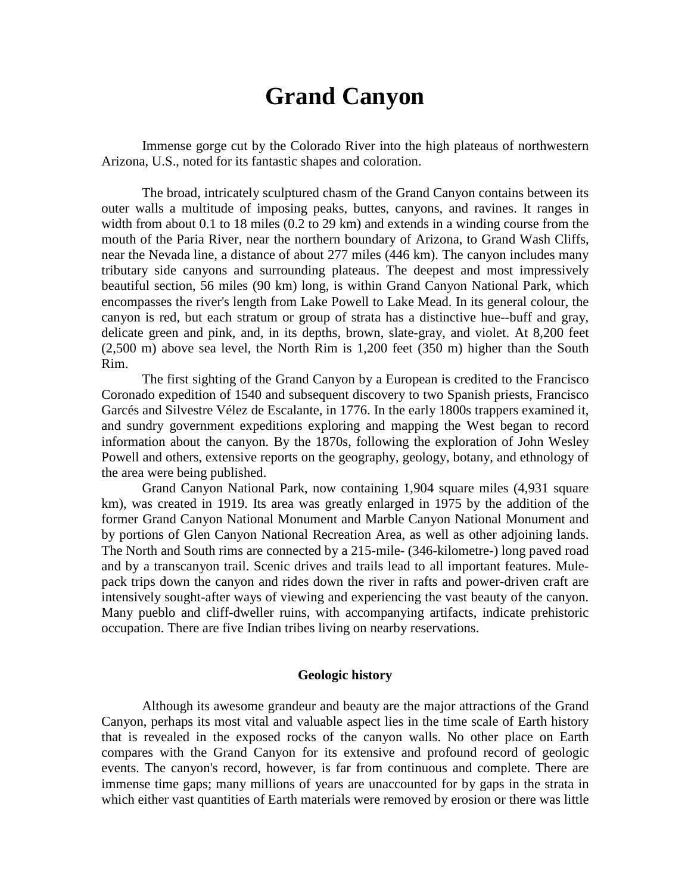# Grand Canyon

Immense gorge cut by the Colorado River into the high plateaus of northwestern Arizona, U.S., noted for its fantastic shapes and coloration.

The broad, intricately sculptured chasm of the Grand Canyon contains between its outer walls a multitude of imposing peaks, buttes, canyons, and ravines. It ranges in width from about 0.1 to 18 miles (0.2 to 29 km) and extends in a winding course from the mouth of the Paria River, near the northern boundary of Arizona, to Grand Wash Cliffs, near the Nevada line, a distance of about 277 miles (446 km). The canyon includes many tributary side canyons and surrounding plateaus. The deepest and most impressively beautiful section, 56 miles (90 km) long, is within Grand Canyon National Park, which encompasses the river's length from Lake Powell to Lake Mead. In its general colour, the canyon is red, but each stratum or group of strata has a distinctive hue--buff and gray, delicate green and pink, and, in its depths, brown, slate-gray, and violet. At 8,200 feet (2,500 m) above sea level, the North Rim is 1,200 feet (350 m) higher than the South Rim.

The first sighting of the Grand Canyon by a European is credited to the Francisco Coronado expedition of 1540 and subsequent discovery to two Spanish priests, Francisco Garcés and Silvestre Vélez de Escalante, in 1776. In the early 1800s trappers examined it, and sundry government expeditions exploring and mapping the West began to record information about the canyon. By the 1870s, following the exploration of John Wesley Powell and others, extensive reports on the geography, geology, botany, and ethnology of the area were being published.

Grand Canyon National Park, now containing 1,904 square miles (4,931 square km), was created in 1919. Its area was greatly enlarged in 1975 by the addition of the former Grand Canyon National Monument and Marble Canyon National Monument and by portions of Glen Canyon National Recreation Area, as well as other adjoining lands. The North and South rims are connected by a 215-mile- (346-kilometre-) long paved road and by a transcanyon trail. Scenic drives and trails lead to all important features. Mule-pack trips down the canyon and rides down the river in rafts and power-driven craft are intensively sought-after ways of viewing and experiencing the vast beauty of the canyon. Many pueblo and cliff-dweller ruins, with accompanying artifacts, indicate prehistoric occupation. There are five Indian tribes living on nearby reservations.

## Geologic history

Although its awesome grandeur and beauty are the major attractions of the Grand Canyon, perhaps its most vital and valuable aspect lies in the time scale of Earth history that is revealed in the exposed rocks of the canyon walls. No other place on Earth compares with the Grand Canyon for its extensive and profound record of geologic events. The canyon's record, however, is far from continuous and complete. There are immense time gaps; many millions of years are unaccounted for by gaps in the strata in which either vast quantities of Earth materials were removed by erosion or there was little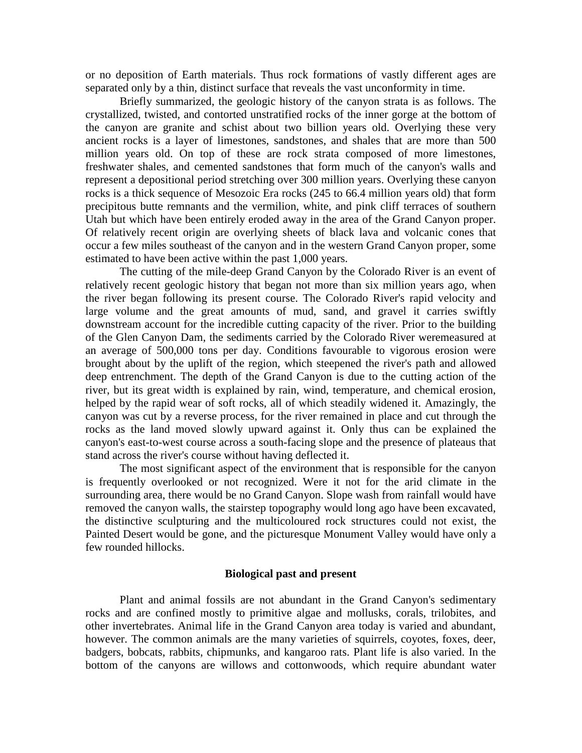or no deposition of Earth materials. Thus rock formations of vastly different ages are separated only by a thin, distinct surface that reveals the vast unconformity in time.

Briefly summarized, the geologic history of the canyon strata is as follows. The crystallized, twisted, and contorted unstratified rocks of the inner gorge at the bottom of the canyon are granite and schist about two billion years old. Overlying these very ancient rocks is a layer of limestones, sandstones, and shales that are more than 500 million years old. On top of these are rock strata composed of more limestones, freshwater shales, and cemented sandstones that form much of the canyon's walls and represent a depositional period stretching over 300 million years. Overlying these canyon rocks is a thick sequence of Mesozoic Era rocks (245 to 66.4 million years old) that form precipitous butte remnants and the vermilion, white, and pink cliff terraces of southern Utah but which have been entirely eroded away in the area of the Grand Canyon proper. Of relatively recent origin are overlying sheets of black lava and volcanic cones that occur a few miles southeast of the canyon and in the western Grand Canyon proper, some estimated to have been active within the past 1,000 years.

The cutting of the mile-deep Grand Canyon by the Colorado River is an event of relatively recent geologic history that began not more than six million years ago, when the river began following its present course. The Colorado River's rapid velocity and large volume and the great amounts of mud, sand, and gravel it carries swiftly downstream account for the incredible cutting capacity of the river. Prior to the building of the Glen Canyon Dam, the sediments carried by the Colorado River weremeasured at an average of 500,000 tons per day. Conditions favourable to vigorous erosion were brought about by the uplift of the region, which steepened the river's path and allowed deep entrenchment. The depth of the Grand Canyon is due to the cutting action of the river, but its great width is explained by rain, wind, temperature, and chemical erosion, helped by the rapid wear of soft rocks, all of which steadily widened it. Amazingly, the canyon was cut by a reverse process, for the river remained in place and cut through the rocks as the land moved slowly upward against it. Only thus can be explained the canyon's east-to-west course across a south-facing slope and the presence of plateaus that stand across the river's course without having deflected it.

The most significant aspect of the environment that is responsible for the canyon is frequently overlooked or not recognized. Were it not for the arid climate in the surrounding area, there would be no Grand Canyon. Slope wash from rainfall would have removed the canyon walls, the stairstep topography would long ago have been excavated, the distinctive sculpturing and the multicoloured rock structures could not exist, the Painted Desert would be gone, and the picturesque Monument Valley would have only a few rounded hillocks.

## Biological past and present

Plant and animal fossils are not abundant in the Grand Canyon's sedimentary rocks and are confined mostly to primitive algae and mollusks, corals, trilobites, and other invertebrates. Animal life in the Grand Canyon area today is varied and abundant, however. The common animals are the many varieties of squirrels, coyotes, foxes, deer, badgers, bobcats, rabbits, chipmunks, and kangaroo rats. Plant life is also varied. In the bottom of the canyons are willows and cottonwoods, which require abundant water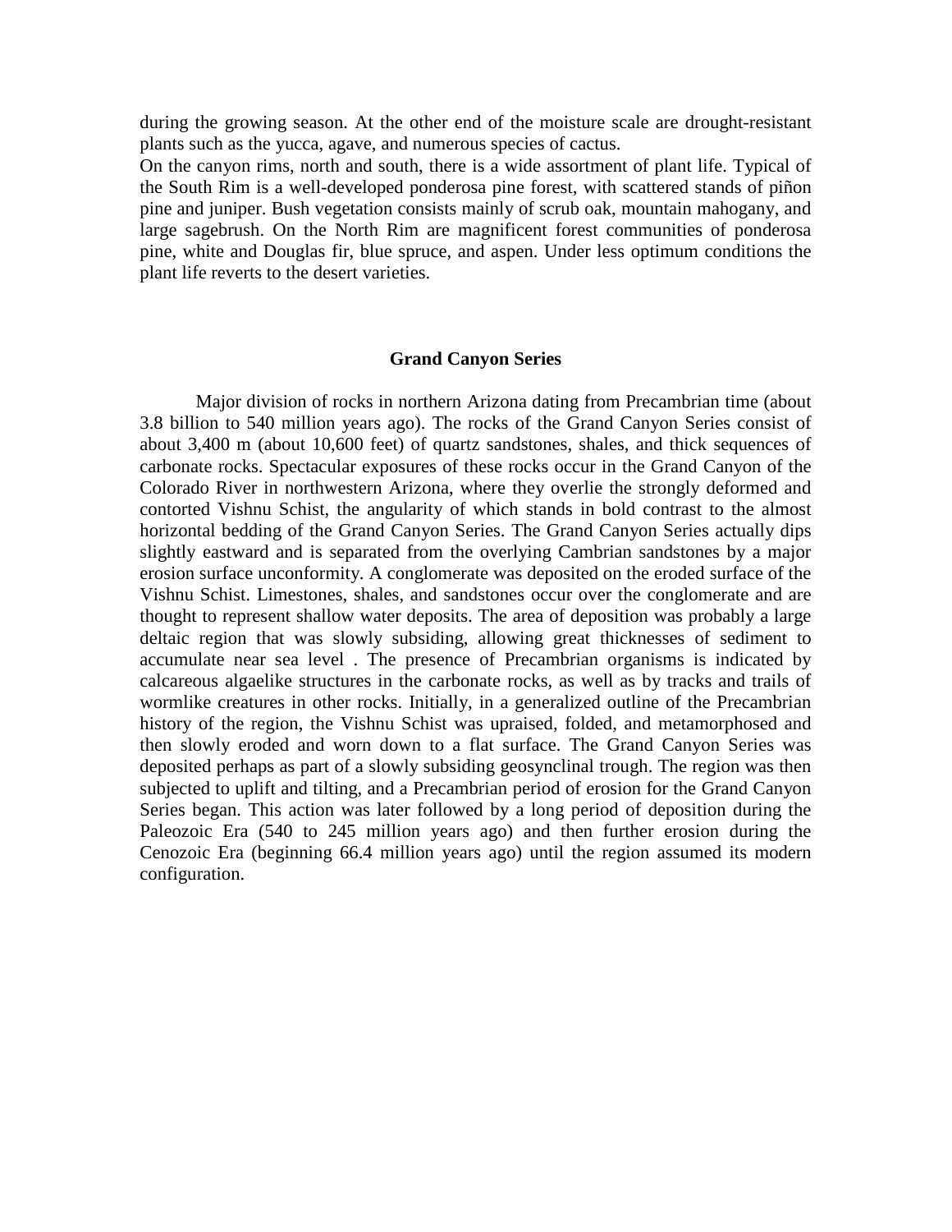during the growing season. At the other end of the moisture scale are drought-resistant plants such as the yucca, agave, and numerous species of cactus.

On the canyon rims, north and south, there is a wide assortment of plant life. Typical of the South Rim is a well-developed ponderosa pine forest, with scattered stands of piñon pine and juniper. Bush vegetation consists mainly of scrub oak, mountain mahogany, and large sagebrush. On the North Rim are magnificent forest communities of ponderosa pine, white and Douglas fir, blue spruce, and aspen. Under less optimum conditions the plant life reverts to the desert varieties.

## Grand Canyon Series

Major division of rocks in northern Arizona dating from Precambrian time (about 3.8 billion to 540 million years ago). The rocks of the Grand Canyon Series consist of about 3,400 m (about 10,600 feet) of quartz sandstones, shales, and thick sequences of carbonate rocks. Spectacular exposures of these rocks occur in the Grand Canyon of the Colorado River in northwestern Arizona, where they overlie the strongly deformed and contorted Vishnu Schist, the angularity of which stands in bold contrast to the almost horizontal bedding of the Grand Canyon Series. The Grand Canyon Series actually dips slightly eastward and is separated from the overlying Cambrian sandstones by a major erosion surface unconformity. A conglomerate was deposited on the eroded surface of the Vishnu Schist. Limestones, shales, and sandstones occur over the conglomerate and are thought to represent shallow water deposits. The area of deposition was probably a large deltaic region that was slowly subsiding, allowing great thicknesses of sediment to accumulate near sea level . The presence of Precambrian organisms is indicated by calcareous algaelike structures in the carbonate rocks, as well as by tracks and trails of wormlike creatures in other rocks. Initially, in a generalized outline of the Precambrian history of the region, the Vishnu Schist was upraised, folded, and metamorphosed and then slowly eroded and worn down to a flat surface. The Grand Canyon Series was deposited perhaps as part of a slowly subsiding geosynclinal trough. The region was then subjected to uplift and tilting, and a Precambrian period of erosion for the Grand Canyon Series began. This action was later followed by a long period of deposition during the Paleozoic Era (540 to 245 million years ago) and then further erosion during the Cenozoic Era (beginning 66.4 million years ago) until the region assumed its modern configuration.